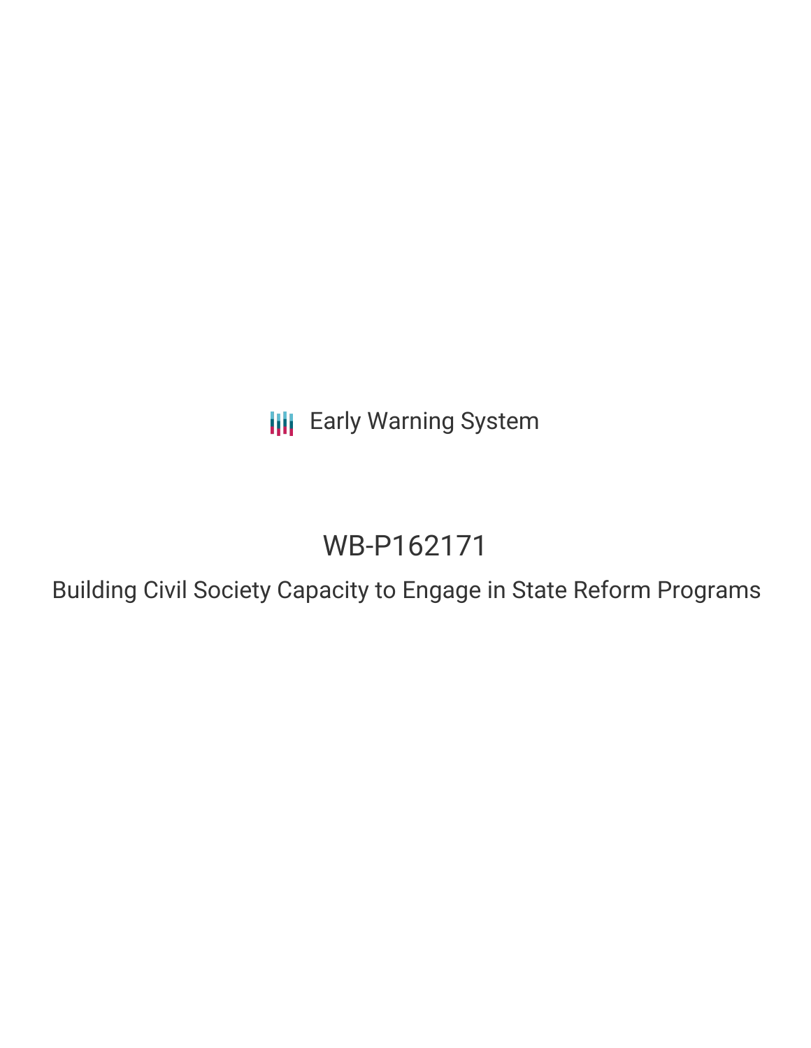Early Warning System

# WB-P162171

## Building Civil Society Capacity to Engage in State Reform Programs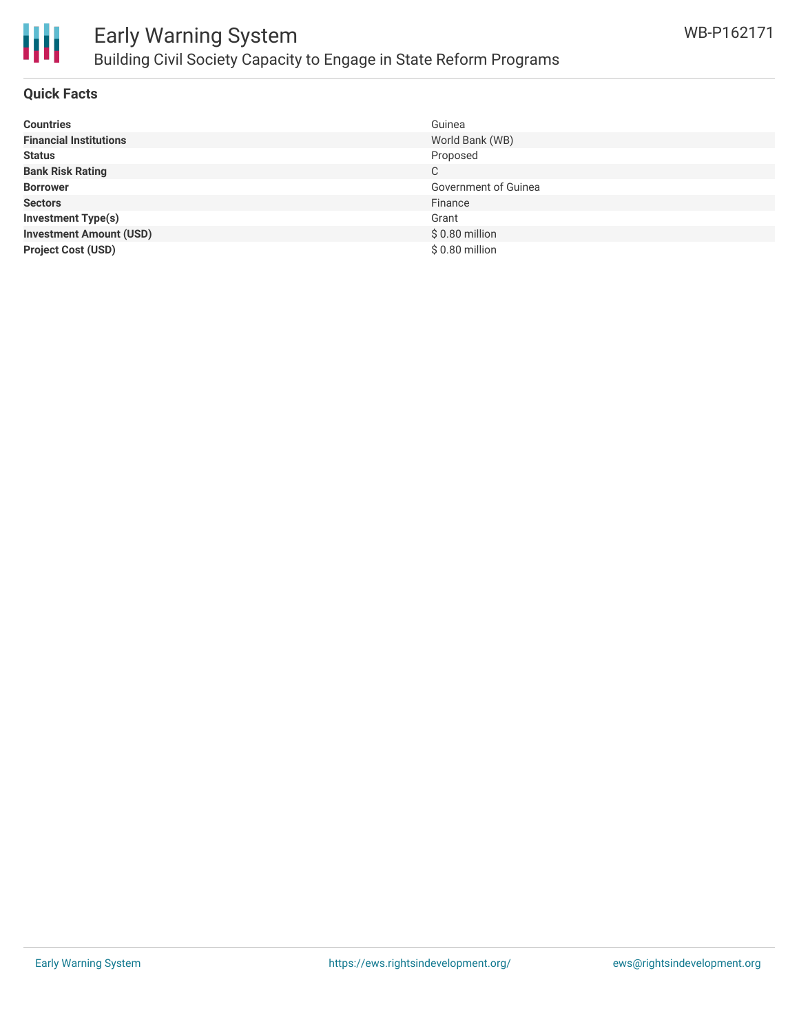## Quick Facts

| | |
|---|---|
| **Countries** | Guinea |
| **Financial Institutions** | World Bank (WB) |
| **Status** | Proposed |
| **Bank Risk Rating** | C |
| **Borrower** | Government of Guinea |
| **Sectors** | Finance |
| **Investment Type(s)** | Grant |
| **Investment Amount (USD)** | $ 0.80 million |
| **Project Cost (USD)** | $ 0.80 million |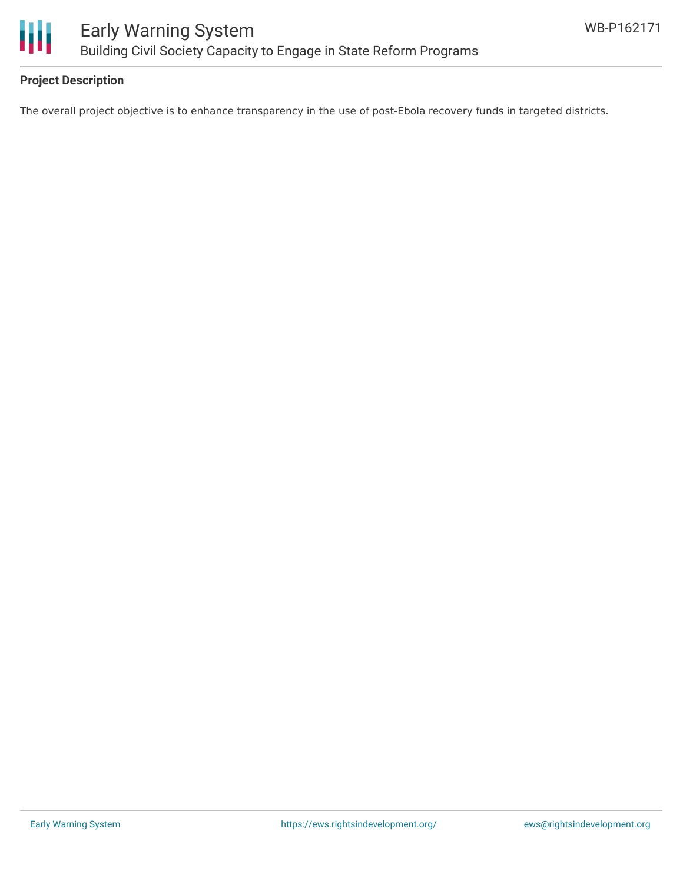**Project Description**

The overall project objective is to enhance transparency in the use of post-Ebola recovery funds in targeted districts.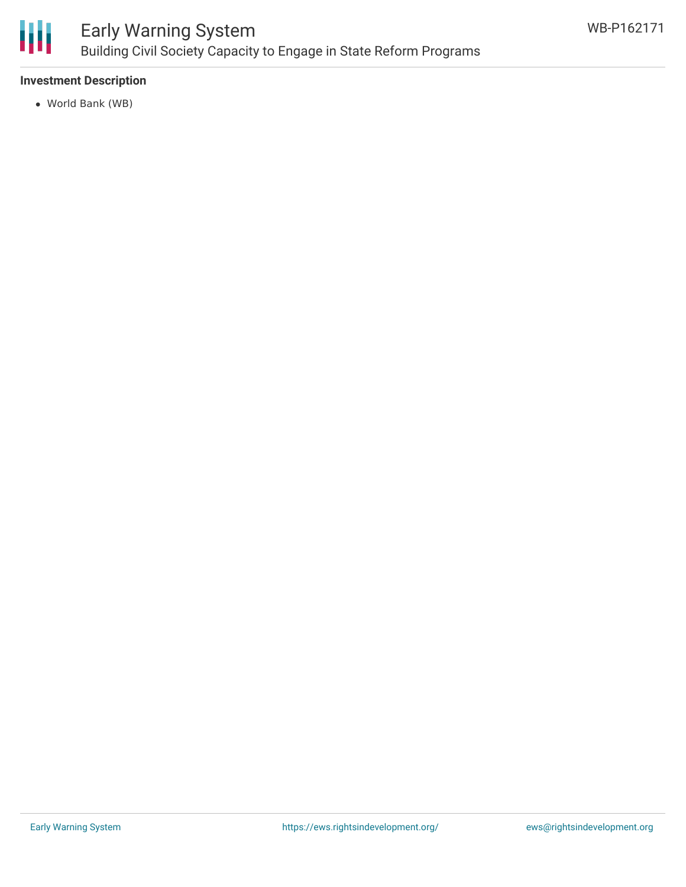**Investment Description**

- World Bank (WB)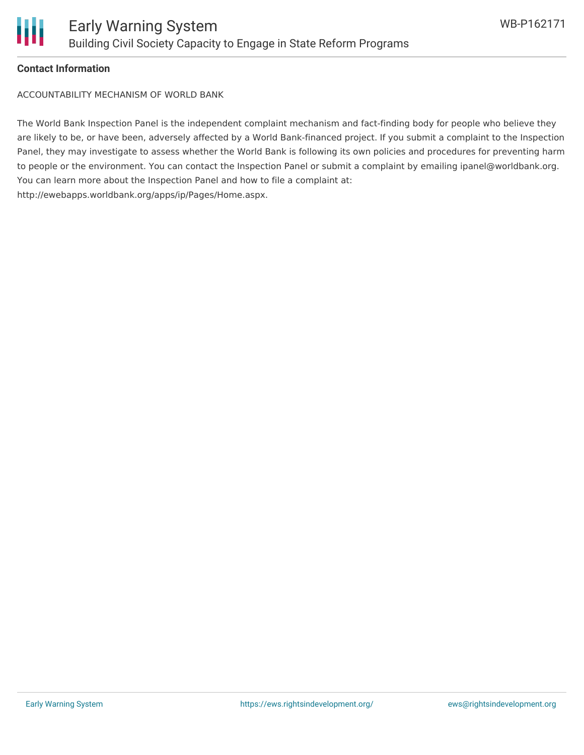**Contact Information**

ACCOUNTABILITY MECHANISM OF WORLD BANK

The World Bank Inspection Panel is the independent complaint mechanism and fact-finding body for people who believe they are likely to be, or have been, adversely affected by a World Bank-financed project. If you submit a complaint to the Inspection Panel, they may investigate to assess whether the World Bank is following its own policies and procedures for preventing harm to people or the environment. You can contact the Inspection Panel or submit a complaint by emailing ipanel@worldbank.org. You can learn more about the Inspection Panel and how to file a complaint at: http://ewebapps.worldbank.org/apps/ip/Pages/Home.aspx.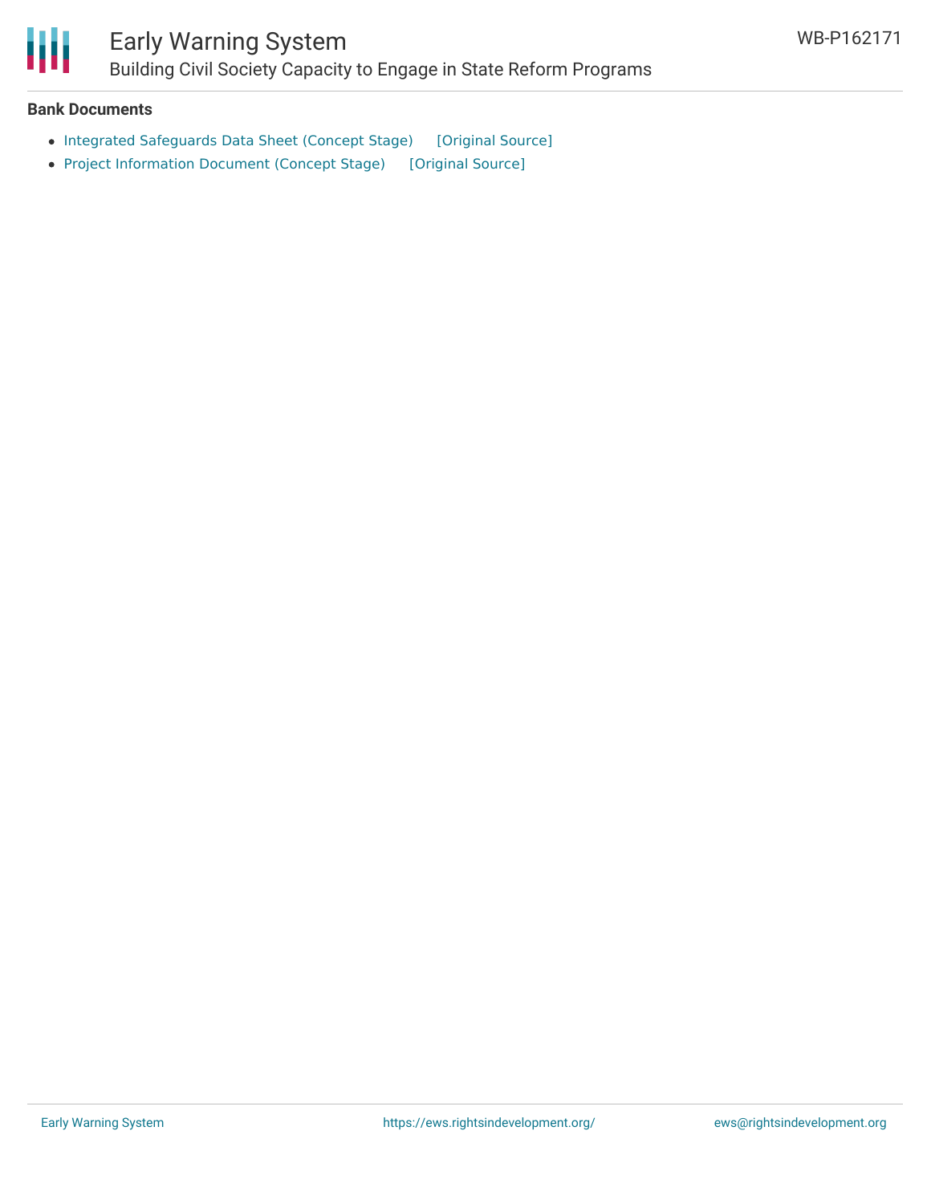**Bank Documents**

- Integrated Safeguards Data Sheet (Concept Stage) [Original Source]
- Project Information Document (Concept Stage) [Original Source]